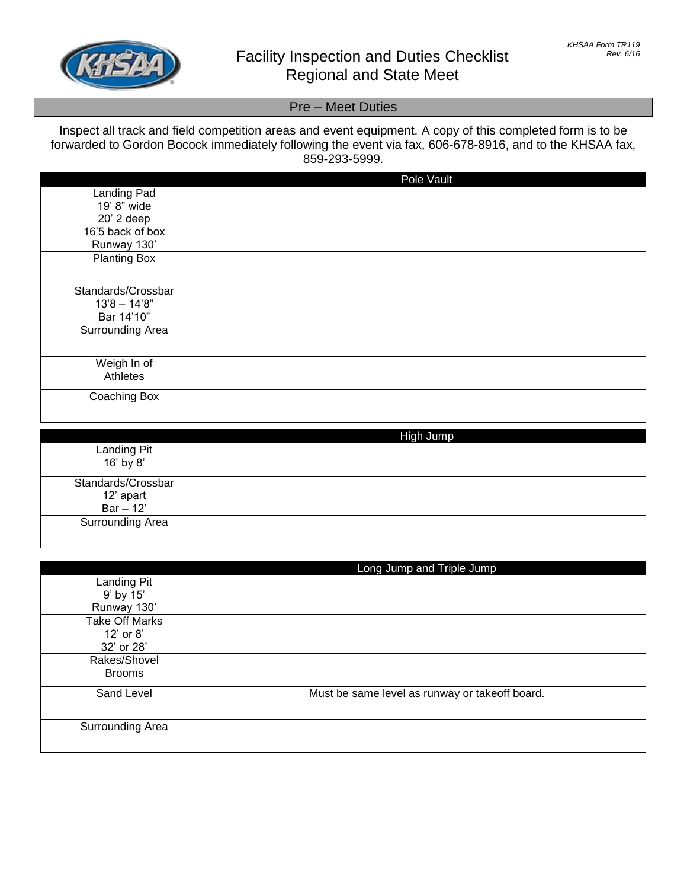KHSAA Form TR119
Rev. 6/16

# Facility Inspection and Duties Checklist
# Regional and State Meet

## Pre – Meet Duties

Inspect all track and field competition areas and event equipment. A copy of this completed form is to be forwarded to Gordon Bocock immediately following the event via fax, 606-678-8916, and to the KHSAA fax, 859-293-5999.

| | Pole Vault |
|---|---|
| Landing Pad<br>19' 8" wide<br>20' 2 deep<br>16'5 back of box<br>Runway 130' | |
| Planting Box | |
| Standards/Crossbar<br>13'8 – 14'8"<br>Bar 14'10" | |
| Surrounding Area | |
| Weigh In of Athletes | |
| Coaching Box | |

| | High Jump |
|---|---|
| Landing Pit<br>16' by 8' | |
| Standards/Crossbar<br>12' apart<br>Bar – 12' | |
| Surrounding Area | |

| | Long Jump and Triple Jump |
|---|---|
| Landing Pit<br>9' by 15'<br>Runway 130' | |
| Take Off Marks<br>12' or 8'<br>32' or 28' | |
| Rakes/Shovel<br>Brooms | |
| Sand Level | Must be same level as runway or takeoff board. |
| Surrounding Area | |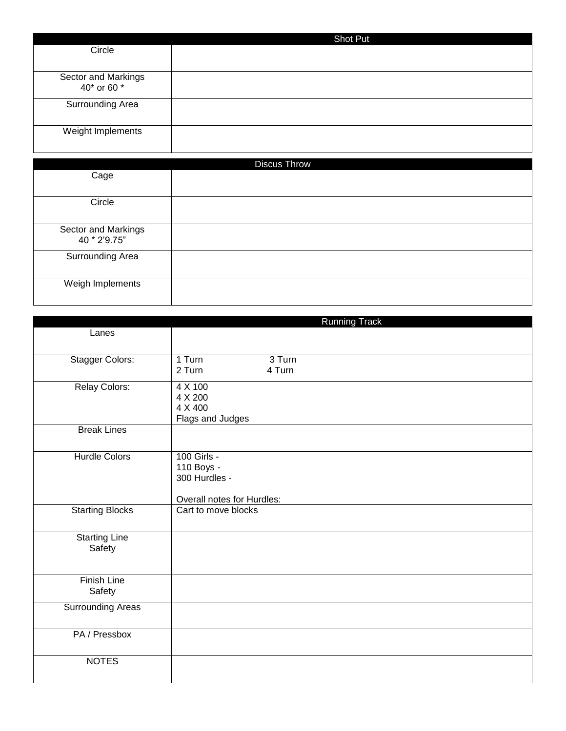| Shot Put | |
|---|---|
| Circle | |
| Sector and Markings 40* or 60 * | |
| Surrounding Area | |
| Weight Implements | |

| Discus Throw | |
|---|---|
| Cage | |
| Circle | |
| Sector and Markings 40 * 2'9.75" | |
| Surrounding Area | |
| Weigh Implements | |

| Running Track | |
|---|---|
| Lanes | |
| Stagger Colors: | 1 Turn 3 Turn<br>2 Turn 4 Turn |
| Relay Colors: | 4 X 100<br>4 X 200<br>4 X 400<br>Flags and Judges |
| Break Lines | |
| Hurdle Colors | 100 Girls -<br>110 Boys -<br>300 Hurdles -<br><br>Overall notes for Hurdles: |
| Starting Blocks | Cart to move blocks |
| Starting Line Safety | |
| Finish Line Safety | |
| Surrounding Areas | |
| PA / Pressbox | |
| NOTES | |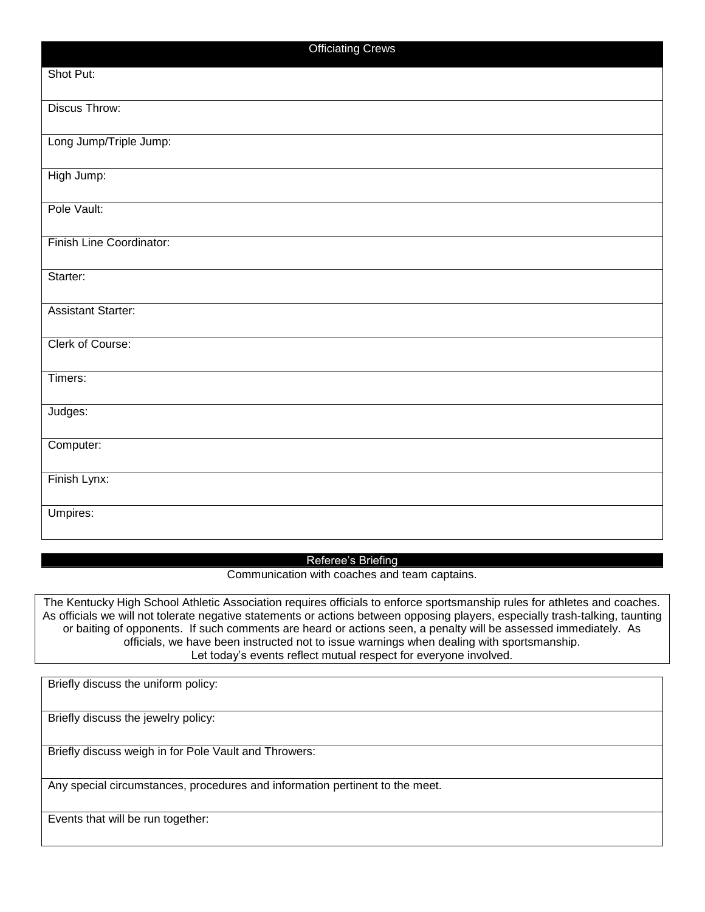## Officiating Crews

| Officiating Crews |
|---|
| Shot Put: |
| Discus Throw: |
| Long Jump/Triple Jump: |
| High Jump: |
| Pole Vault: |
| Finish Line Coordinator: |
| Starter: |
| Assistant Starter: |
| Clerk of Course: |
| Timers: |
| Judges: |
| Computer: |
| Finish Lynx: |
| Umpires: |

## Referee's Briefing

Communication with coaches and team captains.

The Kentucky High School Athletic Association requires officials to enforce sportsmanship rules for athletes and coaches. As officials we will not tolerate negative statements or actions between opposing players, especially trash-talking, taunting or baiting of opponents. If such comments are heard or actions seen, a penalty will be assessed immediately. As officials, we have been instructed not to issue warnings when dealing with sportsmanship.
Let today's events reflect mutual respect for everyone involved.

| Briefly discuss the uniform policy: |
|---|
| Briefly discuss the jewelry policy: |
| Briefly discuss weigh in for Pole Vault and Throwers: |
| Any special circumstances, procedures and information pertinent to the meet. |
| Events that will be run together: |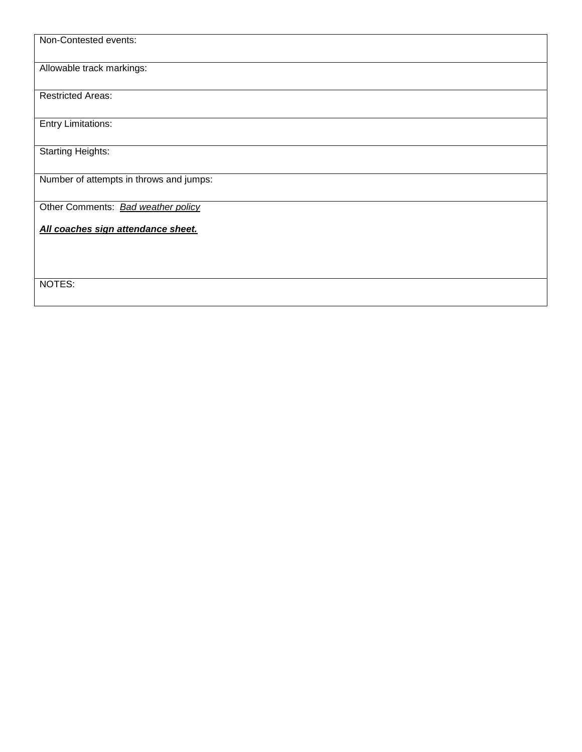| |
|---|
| Non-Contested events: |
| Allowable track markings: |
| Restricted Areas: |
| Entry Limitations: |
| Starting Heights: |
| Number of attempts in throws and jumps: |
| Other Comments: *Bad weather policy*<br><br>***All coaches sign attendance sheet.*** |
| NOTES: |